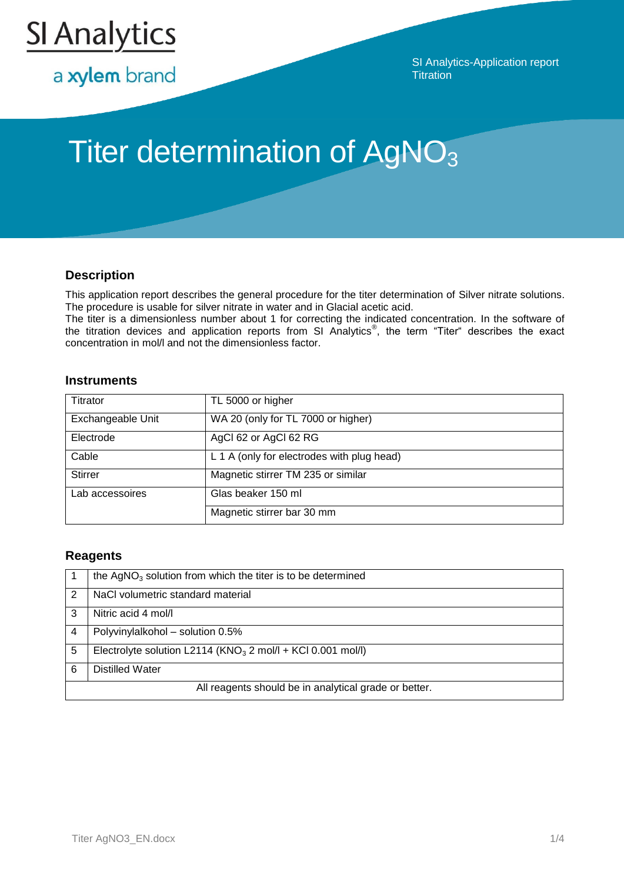SI Analytics

a xylem brand

SI Analytics-Application report
Titration

# Titer determination of $AgNO_3$

## Description

This application report describes the general procedure for the titer determination of Silver nitrate solutions. The procedure is usable for silver nitrate in water and in Glacial acetic acid.
The titer is a dimensionless number about 1 for correcting the indicated concentration. In the software of the titration devices and application reports from SI Analytics®, the term "Titer" describes the exact concentration in mol/l and not the dimensionless factor.

## Instruments

| | |
|---|---|
| Titrator | TL 5000 or higher |
| Exchangeable Unit | WA 20 (only for TL 7000 or higher) |
| Electrode | AgCl 62 or AgCl 62 RG |
| Cable | L 1 A (only for electrodes with plug head) |
| Stirrer | Magnetic stirrer TM 235 or similar |
| Lab accessoires | Glas beaker 150 ml |
| | Magnetic stirrer bar 30 mm |

## Reagents

| | |
|---|---|
| 1 | the $AgNO_3$ solution from which the titer is to be determined |
| 2 | NaCl volumetric standard material |
| 3 | Nitric acid 4 mol/l |
| 4 | Polyvinylalkohol – solution 0.5% |
| 5 | Electrolyte solution L2114 ($KNO_3$ 2 mol/l + KCl 0.001 mol/l) |
| 6 | Distilled Water |
| All reagents should be in analytical grade or better. | |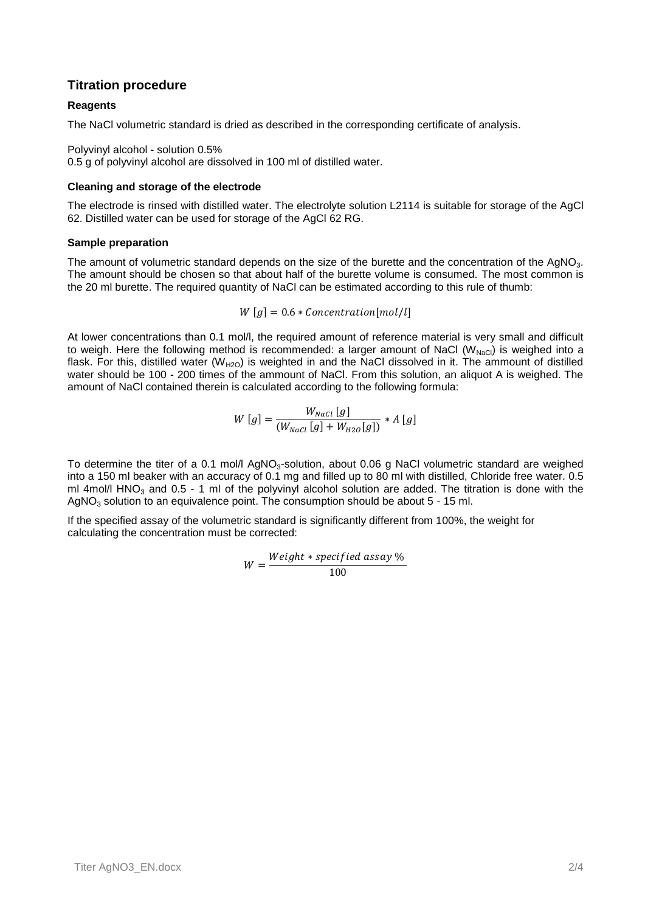## Titration procedure

### Reagents

The NaCl volumetric standard is dried as described in the corresponding certificate of analysis.

Polyvinyl alcohol - solution 0.5%
0.5 g of polyvinyl alcohol are dissolved in 100 ml of distilled water.

### Cleaning and storage of the electrode

The electrode is rinsed with distilled water. The electrolyte solution L2114 is suitable for storage of the AgCl 62. Distilled water can be used for storage of the AgCl 62 RG.

### Sample preparation

The amount of volumetric standard depends on the size of the burette and the concentration of the $AgNO_3$. The amount should be chosen so that about half of the burette volume is consumed. The most common is the 20 ml burette. The required quantity of NaCl can be estimated according to this rule of thumb:

$$W\ [g] = 0.6 * Concentration[mol/l]$$

At lower concentrations than 0.1 mol/l, the required amount of reference material is very small and difficult to weigh. Here the following method is recommended: a larger amount of NaCl ($W_{NaCl}$) is weighed into a flask. For this, distilled water ($W_{H2O}$) is weighted in and the NaCl dissolved in it. The ammount of distilled water should be 100 - 200 times of the ammount of NaCl. From this solution, an aliquot A is weighed. The amount of NaCl contained therein is calculated according to the following formula:

$$W\ [g] = \frac{W_{NaCl}\ [g]}{(W_{NaCl}\ [g] + W_{H2O}[g])} * A\ [g]$$

To determine the titer of a 0.1 mol/l $AgNO_3$-solution, about 0.06 g NaCl volumetric standard are weighed into a 150 ml beaker with an accuracy of 0.1 mg and filled up to 80 ml with distilled, Chloride free water. 0.5 ml 4mol/l $HNO_3$ and 0.5 - 1 ml of the polyvinyl alcohol solution are added. The titration is done with the $AgNO_3$ solution to an equivalence point. The consumption should be about 5 - 15 ml.

If the specified assay of the volumetric standard is significantly different from 100%, the weight for calculating the concentration must be corrected:

$$W = \frac{Weight * specified\ assay\ \%}{100}$$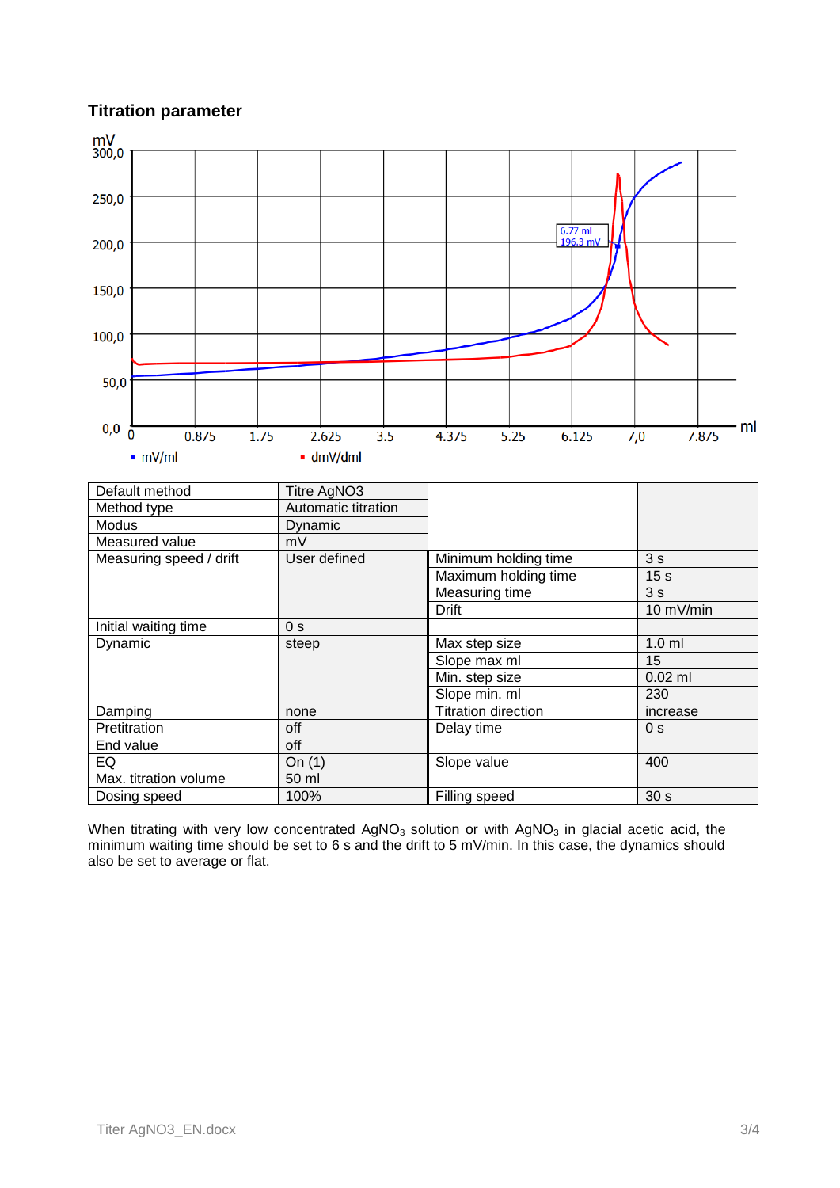### Titration parameter

| Default method | Titre AgNO3 | | |
|---|---|---|---|
| Method type | Automatic titration | | |
| Modus | Dynamic | | |
| Measured value | mV | | |
| Measuring speed / drift | User defined | Minimum holding time | 3 s |
| | | Maximum holding time | 15 s |
| | | Measuring time | 3 s |
| | | Drift | 10 mV/min |
| Initial waiting time | 0 s | | |
| Dynamic | steep | Max step size | 1.0 ml |
| | | Slope max ml | 15 |
| | | Min. step size | 0.02 ml |
| | | Slope min. ml | 230 |
| Damping | none | Titration direction | increase |
| Pretitration | off | Delay time | 0 s |
| End value | off | | |
| EQ | On (1) | Slope value | 400 |
| Max. titration volume | 50 ml | | |
| Dosing speed | 100% | Filling speed | 30 s |

When titrating with very low concentrated $AgNO_3$ solution or with $AgNO_3$ in glacial acetic acid, the minimum waiting time should be set to 6 s and the drift to 5 mV/min. In this case, the dynamics should also be set to average or flat.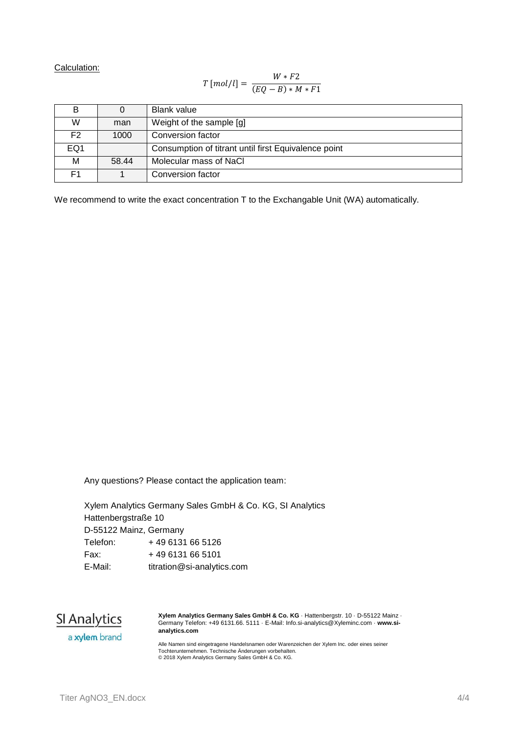Calculation:

$$T\,[mol/l] = \frac{W * F2}{(EQ - B) * M * F1}$$

| | | |
|---|---|---|
| B | 0 | Blank value |
| W | man | Weight of the sample [g] |
| F2 | 1000 | Conversion factor |
| EQ1 | | Consumption of titrant until first Equivalence point |
| M | 58.44 | Molecular mass of NaCl |
| F1 | 1 | Conversion factor |

We recommend to write the exact concentration T to the Exchangable Unit (WA) automatically.

Any questions? Please contact the application team:

Xylem Analytics Germany Sales GmbH & Co. KG, SI Analytics
Hattenbergstraße 10
D-55122 Mainz, Germany
Telefon: + 49 6131 66 5126
Fax: + 49 6131 66 5101
E-Mail: titration@si-analytics.com

SI Analytics
a xylem brand

**Xylem Analytics Germany Sales GmbH & Co. KG** · Hattenbergstr. 10 · D-55122 Mainz · Germany Telefon: +49 6131.66. 5111 · E-Mail: Info.si-analytics@Xyleminc.com · **www.si-analytics.com**

Alle Namen sind eingetragene Handelsnamen oder Warenzeichen der Xylem Inc. oder eines seiner Tochterunternehmen. Technische Änderungen vorbehalten.
© 2018 Xylem Analytics Germany Sales GmbH & Co. KG.